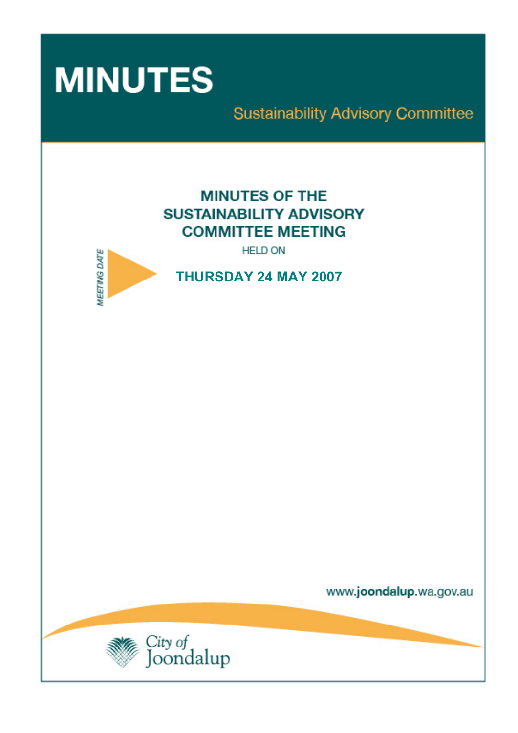# MINUTES

## Sustainability Advisory Committee

### MINUTES OF THE SUSTAINABILITY ADVISORY COMMITTEE MEETING

HELD ON

MEETING DATE

**THURSDAY 24 MAY 2007**

www.joondalup.wa.gov.au

City of Joondalup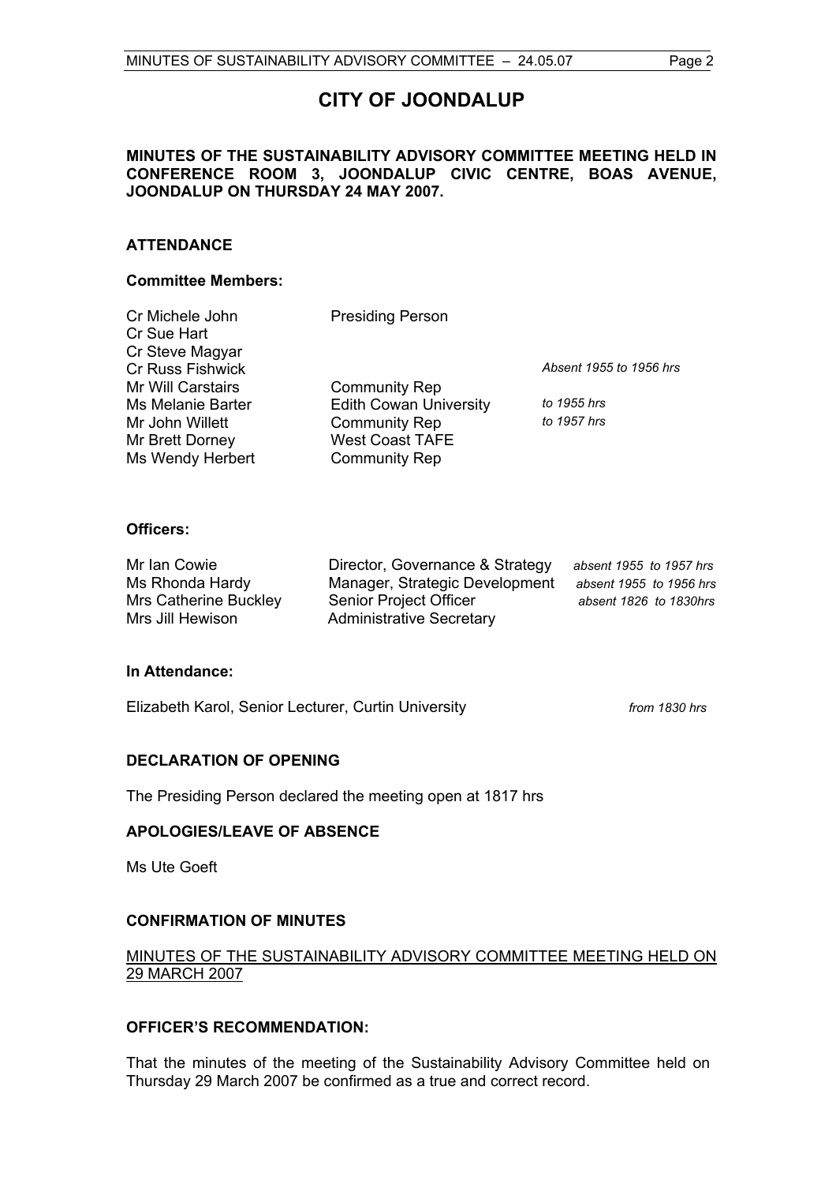# CITY OF JOONDALUP

**MINUTES OF THE SUSTAINABILITY ADVISORY COMMITTEE MEETING HELD IN CONFERENCE ROOM 3, JOONDALUP CIVIC CENTRE, BOAS AVENUE, JOONDALUP ON THURSDAY 24 MAY 2007.**

## ATTENDANCE

### Committee Members:

| | | |
|---|---|---|
| Cr Michele John | Presiding Person | |
| Cr Sue Hart | | |
| Cr Steve Magyar | | |
| Cr Russ Fishwick | | *Absent 1955 to 1956 hrs* |
| Mr Will Carstairs | Community Rep | |
| Ms Melanie Barter | Edith Cowan University | *to 1955 hrs* |
| Mr John Willett | Community Rep | *to 1957 hrs* |
| Mr Brett Dorney | West Coast TAFE | |
| Ms Wendy Herbert | Community Rep | |

### Officers:

| | | |
|---|---|---|
| Mr Ian Cowie | Director, Governance & Strategy | *absent 1955 to 1957 hrs* |
| Ms Rhonda Hardy | Manager, Strategic Development | *absent 1955 to 1956 hrs* |
| Mrs Catherine Buckley | Senior Project Officer | *absent 1826 to 1830hrs* |
| Mrs Jill Hewison | Administrative Secretary | |

### In Attendance:

Elizabeth Karol, Senior Lecturer, Curtin University *from 1830 hrs*

## DECLARATION OF OPENING

The Presiding Person declared the meeting open at 1817 hrs

## APOLOGIES/LEAVE OF ABSENCE

Ms Ute Goeft

## CONFIRMATION OF MINUTES

MINUTES OF THE SUSTAINABILITY ADVISORY COMMITTEE MEETING HELD ON 29 MARCH 2007

## OFFICER'S RECOMMENDATION:

That the minutes of the meeting of the Sustainability Advisory Committee held on Thursday 29 March 2007 be confirmed as a true and correct record.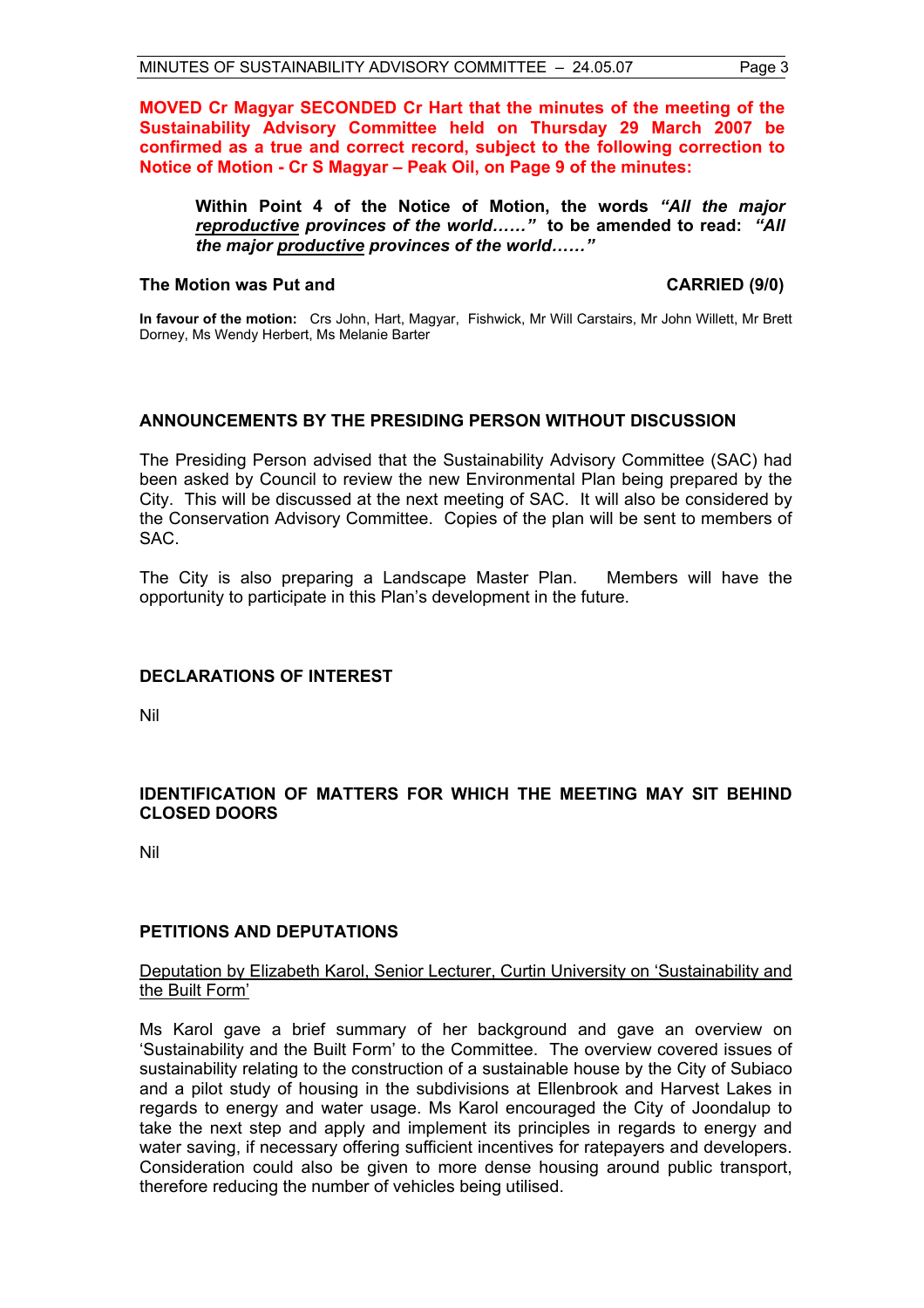**MOVED Cr Magyar SECONDED Cr Hart that the minutes of the meeting of the Sustainability Advisory Committee held on Thursday 29 March 2007 be confirmed as a true and correct record, subject to the following correction to Notice of Motion - Cr S Magyar – Peak Oil, on Page 9 of the minutes:**

> **Within Point 4 of the Notice of Motion, the words *"All the major <u>reproductive</u> provinces of the world……"* to be amended to read: *"All the major <u>productive</u> provinces of the world……"***

**The Motion was Put and** **CARRIED (9/0)**

**In favour of the motion:** Crs John, Hart, Magyar, Fishwick, Mr Will Carstairs, Mr John Willett, Mr Brett Dorney, Ms Wendy Herbert, Ms Melanie Barter

## ANNOUNCEMENTS BY THE PRESIDING PERSON WITHOUT DISCUSSION

The Presiding Person advised that the Sustainability Advisory Committee (SAC) had been asked by Council to review the new Environmental Plan being prepared by the City. This will be discussed at the next meeting of SAC. It will also be considered by the Conservation Advisory Committee. Copies of the plan will be sent to members of SAC.

The City is also preparing a Landscape Master Plan. Members will have the opportunity to participate in this Plan's development in the future.

## DECLARATIONS OF INTEREST

Nil

## IDENTIFICATION OF MATTERS FOR WHICH THE MEETING MAY SIT BEHIND CLOSED DOORS

Nil

## PETITIONS AND DEPUTATIONS

<u>Deputation by Elizabeth Karol, Senior Lecturer, Curtin University on 'Sustainability and the Built Form'</u>

Ms Karol gave a brief summary of her background and gave an overview on 'Sustainability and the Built Form' to the Committee. The overview covered issues of sustainability relating to the construction of a sustainable house by the City of Subiaco and a pilot study of housing in the subdivisions at Ellenbrook and Harvest Lakes in regards to energy and water usage. Ms Karol encouraged the City of Joondalup to take the next step and apply and implement its principles in regards to energy and water saving, if necessary offering sufficient incentives for ratepayers and developers. Consideration could also be given to more dense housing around public transport, therefore reducing the number of vehicles being utilised.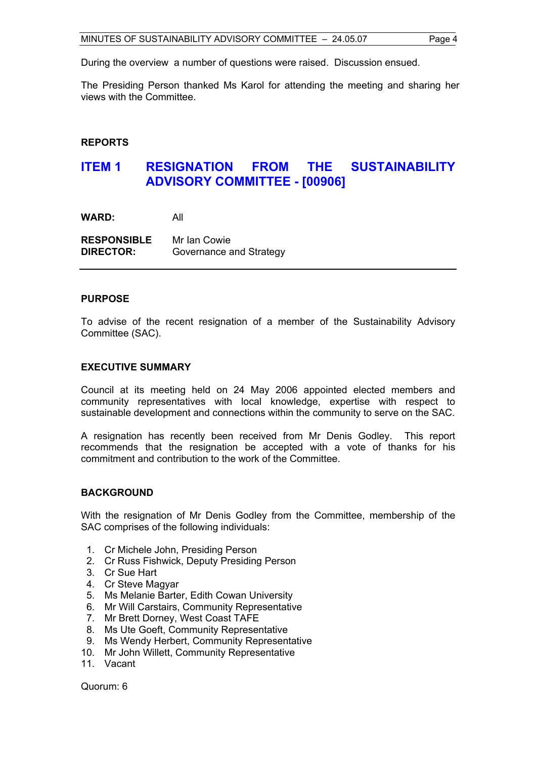During the overview a number of questions were raised. Discussion ensued.

The Presiding Person thanked Ms Karol for attending the meeting and sharing her views with the Committee.

**REPORTS**

## ITEM 1 RESIGNATION FROM THE SUSTAINABILITY ADVISORY COMMITTEE - [00906]

**WARD:** All

**RESPONSIBLE DIRECTOR:** Mr Ian Cowie  
Governance and Strategy

---

**PURPOSE**

To advise of the recent resignation of a member of the Sustainability Advisory Committee (SAC).

**EXECUTIVE SUMMARY**

Council at its meeting held on 24 May 2006 appointed elected members and community representatives with local knowledge, expertise with respect to sustainable development and connections within the community to serve on the SAC.

A resignation has recently been received from Mr Denis Godley. This report recommends that the resignation be accepted with a vote of thanks for his commitment and contribution to the work of the Committee.

**BACKGROUND**

With the resignation of Mr Denis Godley from the Committee, membership of the SAC comprises of the following individuals:

1. Cr Michele John, Presiding Person
2. Cr Russ Fishwick, Deputy Presiding Person
3. Cr Sue Hart
4. Cr Steve Magyar
5. Ms Melanie Barter, Edith Cowan University
6. Mr Will Carstairs, Community Representative
7. Mr Brett Dorney, West Coast TAFE
8. Ms Ute Goeft, Community Representative
9. Ms Wendy Herbert, Community Representative
10. Mr John Willett, Community Representative
11. Vacant

Quorum: 6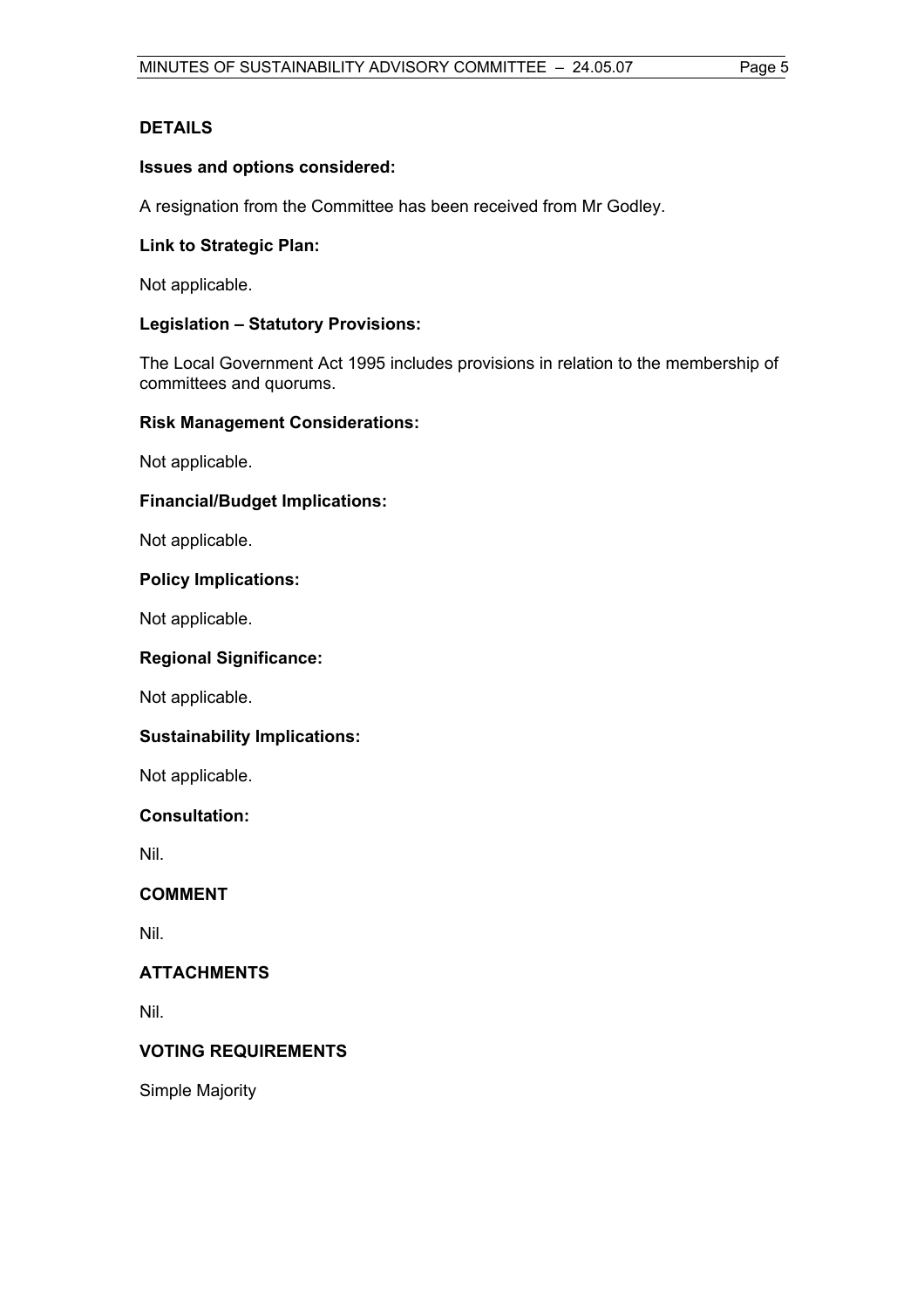## DETAILS

### Issues and options considered:

A resignation from the Committee has been received from Mr Godley.

### Link to Strategic Plan:

Not applicable.

### Legislation – Statutory Provisions:

The Local Government Act 1995 includes provisions in relation to the membership of committees and quorums.

### Risk Management Considerations:

Not applicable.

### Financial/Budget Implications:

Not applicable.

### Policy Implications:

Not applicable.

### Regional Significance:

Not applicable.

### Sustainability Implications:

Not applicable.

### Consultation:

Nil.

## COMMENT

Nil.

## ATTACHMENTS

Nil.

## VOTING REQUIREMENTS

Simple Majority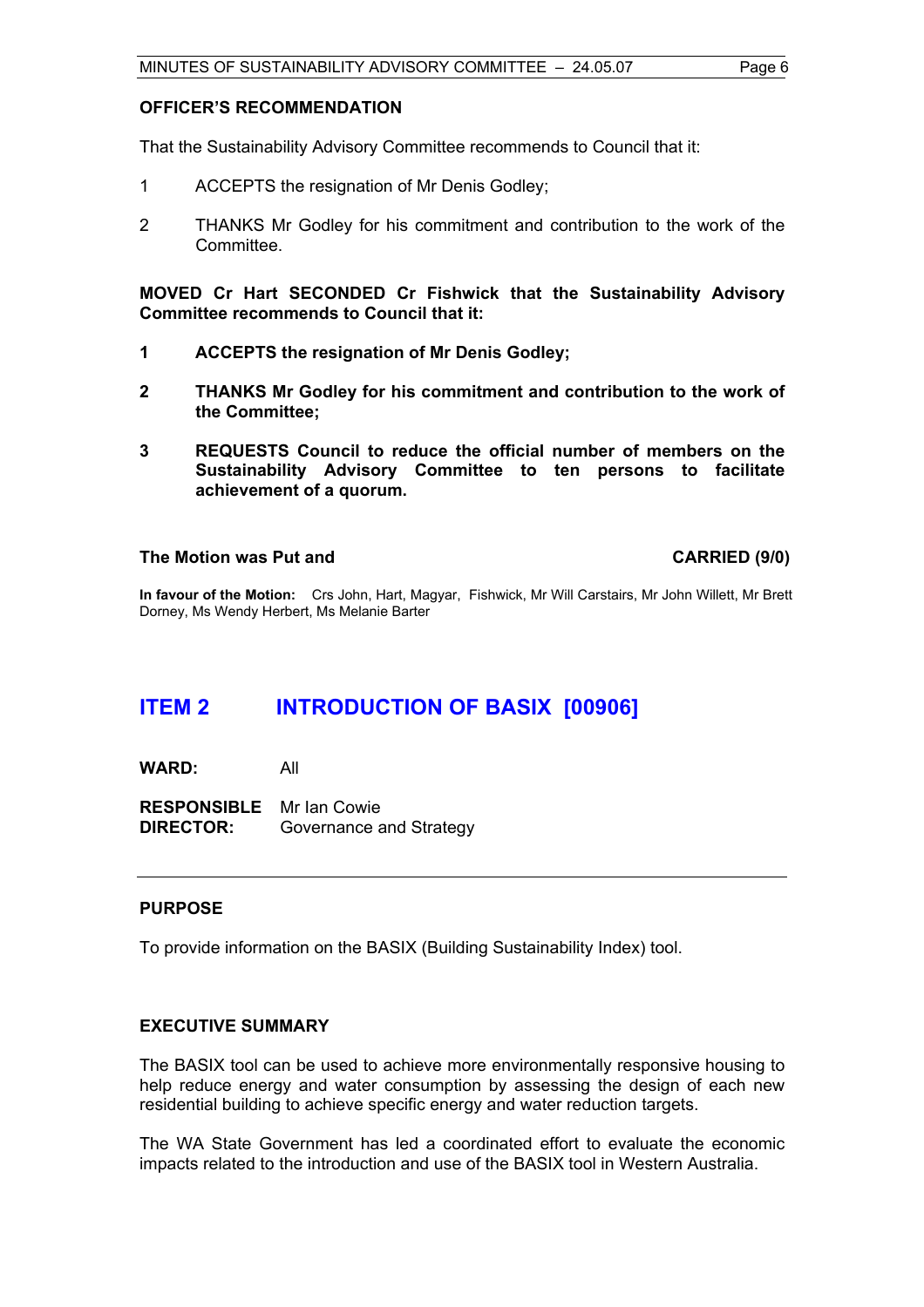**OFFICER'S RECOMMENDATION**

That the Sustainability Advisory Committee recommends to Council that it:

1 ACCEPTS the resignation of Mr Denis Godley;

2 THANKS Mr Godley for his commitment and contribution to the work of the Committee.

**MOVED Cr Hart SECONDED Cr Fishwick that the Sustainability Advisory Committee recommends to Council that it:**

**1 ACCEPTS the resignation of Mr Denis Godley;**

**2 THANKS Mr Godley for his commitment and contribution to the work of the Committee;**

**3 REQUESTS Council to reduce the official number of members on the Sustainability Advisory Committee to ten persons to facilitate achievement of a quorum.**

**The Motion was Put and CARRIED (9/0)**

**In favour of the Motion:** Crs John, Hart, Magyar, Fishwick, Mr Will Carstairs, Mr John Willett, Mr Brett Dorney, Ms Wendy Herbert, Ms Melanie Barter

## ITEM 2 INTRODUCTION OF BASIX [00906]

**WARD:** All

**RESPONSIBLE DIRECTOR:** Mr Ian Cowie
Governance and Strategy

---

**PURPOSE**

To provide information on the BASIX (Building Sustainability Index) tool.

**EXECUTIVE SUMMARY**

The BASIX tool can be used to achieve more environmentally responsive housing to help reduce energy and water consumption by assessing the design of each new residential building to achieve specific energy and water reduction targets.

The WA State Government has led a coordinated effort to evaluate the economic impacts related to the introduction and use of the BASIX tool in Western Australia.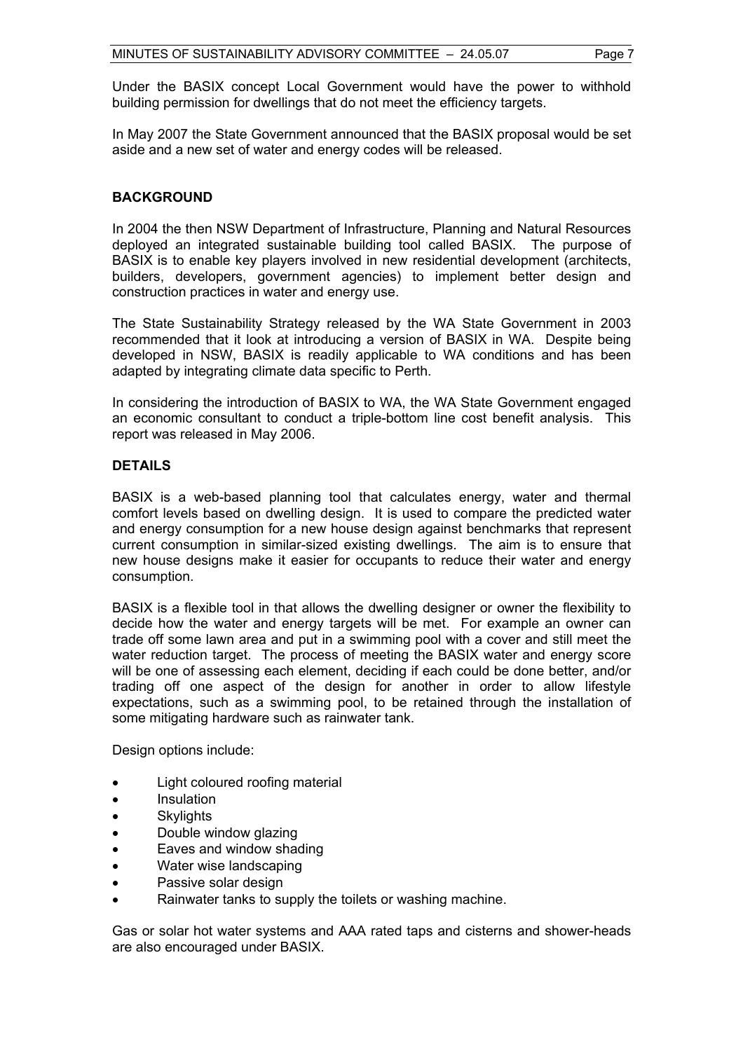Under the BASIX concept Local Government would have the power to withhold building permission for dwellings that do not meet the efficiency targets.

In May 2007 the State Government announced that the BASIX proposal would be set aside and a new set of water and energy codes will be released.

**BACKGROUND**

In 2004 the then NSW Department of Infrastructure, Planning and Natural Resources deployed an integrated sustainable building tool called BASIX. The purpose of BASIX is to enable key players involved in new residential development (architects, builders, developers, government agencies) to implement better design and construction practices in water and energy use.

The State Sustainability Strategy released by the WA State Government in 2003 recommended that it look at introducing a version of BASIX in WA. Despite being developed in NSW, BASIX is readily applicable to WA conditions and has been adapted by integrating climate data specific to Perth.

In considering the introduction of BASIX to WA, the WA State Government engaged an economic consultant to conduct a triple-bottom line cost benefit analysis. This report was released in May 2006.

**DETAILS**

BASIX is a web-based planning tool that calculates energy, water and thermal comfort levels based on dwelling design. It is used to compare the predicted water and energy consumption for a new house design against benchmarks that represent current consumption in similar-sized existing dwellings. The aim is to ensure that new house designs make it easier for occupants to reduce their water and energy consumption.

BASIX is a flexible tool in that allows the dwelling designer or owner the flexibility to decide how the water and energy targets will be met. For example an owner can trade off some lawn area and put in a swimming pool with a cover and still meet the water reduction target. The process of meeting the BASIX water and energy score will be one of assessing each element, deciding if each could be done better, and/or trading off one aspect of the design for another in order to allow lifestyle expectations, such as a swimming pool, to be retained through the installation of some mitigating hardware such as rainwater tank.

Design options include:

- Light coloured roofing material
- Insulation
- Skylights
- Double window glazing
- Eaves and window shading
- Water wise landscaping
- Passive solar design
- Rainwater tanks to supply the toilets or washing machine.

Gas or solar hot water systems and AAA rated taps and cisterns and shower-heads are also encouraged under BASIX.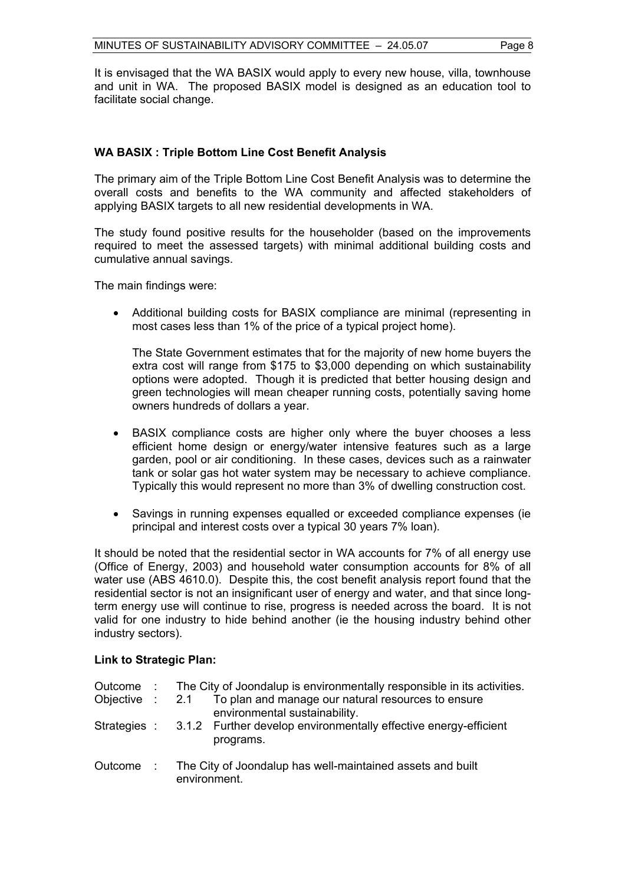It is envisaged that the WA BASIX would apply to every new house, villa, townhouse and unit in WA. The proposed BASIX model is designed as an education tool to facilitate social change.

**WA BASIX : Triple Bottom Line Cost Benefit Analysis**

The primary aim of the Triple Bottom Line Cost Benefit Analysis was to determine the overall costs and benefits to the WA community and affected stakeholders of applying BASIX targets to all new residential developments in WA.

The study found positive results for the householder (based on the improvements required to meet the assessed targets) with minimal additional building costs and cumulative annual savings.

The main findings were:

- Additional building costs for BASIX compliance are minimal (representing in most cases less than 1% of the price of a typical project home).

  The State Government estimates that for the majority of new home buyers the extra cost will range from $175 to $3,000 depending on which sustainability options were adopted. Though it is predicted that better housing design and green technologies will mean cheaper running costs, potentially saving home owners hundreds of dollars a year.

- BASIX compliance costs are higher only where the buyer chooses a less efficient home design or energy/water intensive features such as a large garden, pool or air conditioning. In these cases, devices such as a rainwater tank or solar gas hot water system may be necessary to achieve compliance. Typically this would represent no more than 3% of dwelling construction cost.

- Savings in running expenses equalled or exceeded compliance expenses (ie principal and interest costs over a typical 30 years 7% loan).

It should be noted that the residential sector in WA accounts for 7% of all energy use (Office of Energy, 2003) and household water consumption accounts for 8% of all water use (ABS 4610.0). Despite this, the cost benefit analysis report found that the residential sector is not an insignificant user of energy and water, and that since long-term energy use will continue to rise, progress is needed across the board. It is not valid for one industry to hide behind another (ie the housing industry behind other industry sectors).

**Link to Strategic Plan:**

Outcome : The City of Joondalup is environmentally responsible in its activities.

Objective : 2.1 To plan and manage our natural resources to ensure environmental sustainability.

Strategies : 3.1.2 Further develop environmentally effective energy-efficient programs.

Outcome : The City of Joondalup has well-maintained assets and built environment.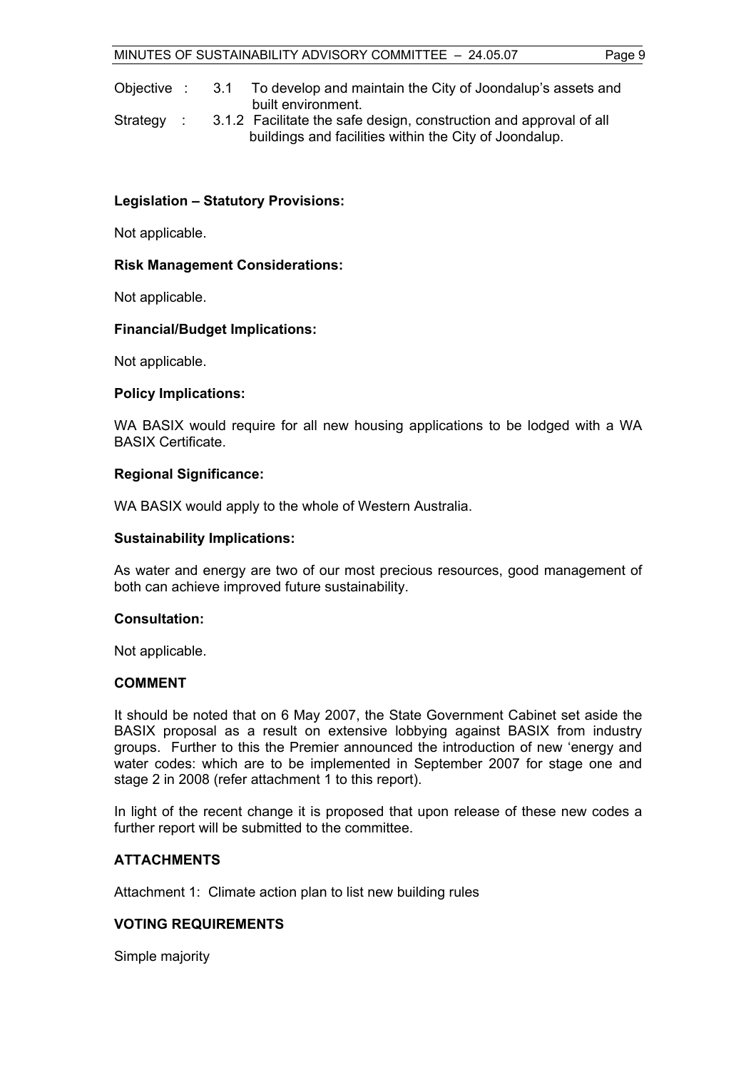Objective : 3.1 To develop and maintain the City of Joondalup's assets and built environment.

Strategy : 3.1.2 Facilitate the safe design, construction and approval of all buildings and facilities within the City of Joondalup.

**Legislation – Statutory Provisions:**

Not applicable.

**Risk Management Considerations:**

Not applicable.

**Financial/Budget Implications:**

Not applicable.

**Policy Implications:**

WA BASIX would require for all new housing applications to be lodged with a WA BASIX Certificate.

**Regional Significance:**

WA BASIX would apply to the whole of Western Australia.

**Sustainability Implications:**

As water and energy are two of our most precious resources, good management of both can achieve improved future sustainability.

**Consultation:**

Not applicable.

**COMMENT**

It should be noted that on 6 May 2007, the State Government Cabinet set aside the BASIX proposal as a result on extensive lobbying against BASIX from industry groups. Further to this the Premier announced the introduction of new 'energy and water codes: which are to be implemented in September 2007 for stage one and stage 2 in 2008 (refer attachment 1 to this report).

In light of the recent change it is proposed that upon release of these new codes a further report will be submitted to the committee.

**ATTACHMENTS**

Attachment 1: Climate action plan to list new building rules

**VOTING REQUIREMENTS**

Simple majority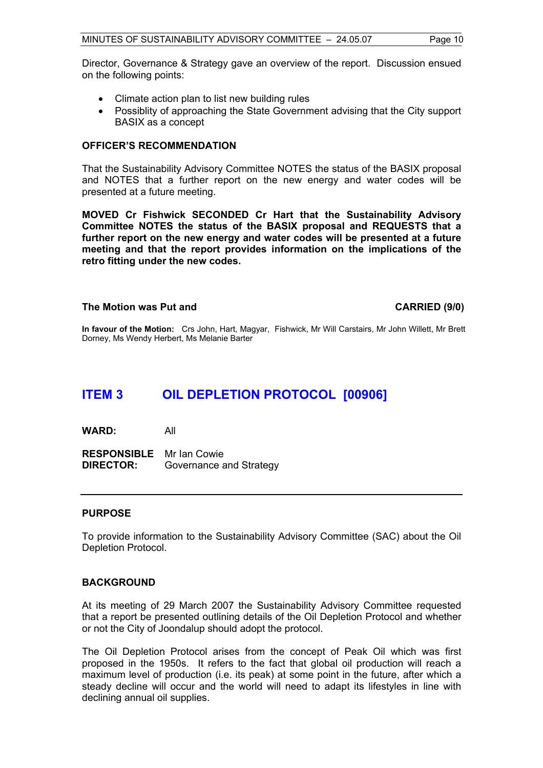Director, Governance & Strategy gave an overview of the report. Discussion ensued on the following points:

- Climate action plan to list new building rules
- Possiblity of approaching the State Government advising that the City support BASIX as a concept

**OFFICER'S RECOMMENDATION**

That the Sustainability Advisory Committee NOTES the status of the BASIX proposal and NOTES that a further report on the new energy and water codes will be presented at a future meeting.

**MOVED Cr Fishwick SECONDED Cr Hart that the Sustainability Advisory Committee NOTES the status of the BASIX proposal and REQUESTS that a further report on the new energy and water codes will be presented at a future meeting and that the report provides information on the implications of the retro fitting under the new codes.**

**The Motion was Put and CARRIED (9/0)**

**In favour of the Motion:** Crs John, Hart, Magyar, Fishwick, Mr Will Carstairs, Mr John Willett, Mr Brett Dorney, Ms Wendy Herbert, Ms Melanie Barter

## ITEM 3 OIL DEPLETION PROTOCOL [00906]

**WARD:** All

**RESPONSIBLE DIRECTOR:** Mr Ian Cowie
Governance and Strategy

**PURPOSE**

To provide information to the Sustainability Advisory Committee (SAC) about the Oil Depletion Protocol.

**BACKGROUND**

At its meeting of 29 March 2007 the Sustainability Advisory Committee requested that a report be presented outlining details of the Oil Depletion Protocol and whether or not the City of Joondalup should adopt the protocol.

The Oil Depletion Protocol arises from the concept of Peak Oil which was first proposed in the 1950s. It refers to the fact that global oil production will reach a maximum level of production (i.e. its peak) at some point in the future, after which a steady decline will occur and the world will need to adapt its lifestyles in line with declining annual oil supplies.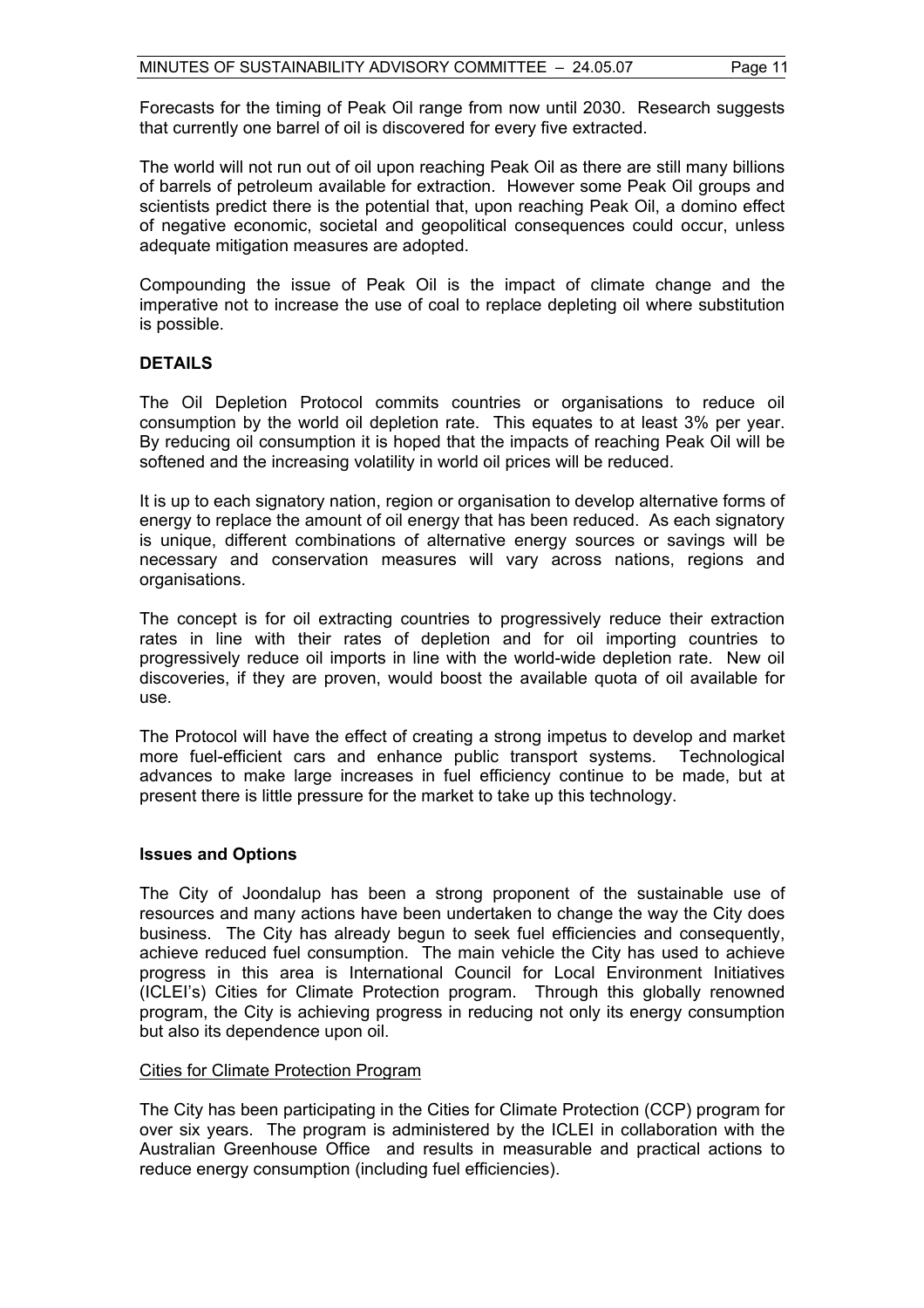Forecasts for the timing of Peak Oil range from now until 2030. Research suggests that currently one barrel of oil is discovered for every five extracted.

The world will not run out of oil upon reaching Peak Oil as there are still many billions of barrels of petroleum available for extraction. However some Peak Oil groups and scientists predict there is the potential that, upon reaching Peak Oil, a domino effect of negative economic, societal and geopolitical consequences could occur, unless adequate mitigation measures are adopted.

Compounding the issue of Peak Oil is the impact of climate change and the imperative not to increase the use of coal to replace depleting oil where substitution is possible.

## DETAILS

The Oil Depletion Protocol commits countries or organisations to reduce oil consumption by the world oil depletion rate. This equates to at least 3% per year. By reducing oil consumption it is hoped that the impacts of reaching Peak Oil will be softened and the increasing volatility in world oil prices will be reduced.

It is up to each signatory nation, region or organisation to develop alternative forms of energy to replace the amount of oil energy that has been reduced. As each signatory is unique, different combinations of alternative energy sources or savings will be necessary and conservation measures will vary across nations, regions and organisations.

The concept is for oil extracting countries to progressively reduce their extraction rates in line with their rates of depletion and for oil importing countries to progressively reduce oil imports in line with the world-wide depletion rate. New oil discoveries, if they are proven, would boost the available quota of oil available for use.

The Protocol will have the effect of creating a strong impetus to develop and market more fuel-efficient cars and enhance public transport systems. Technological advances to make large increases in fuel efficiency continue to be made, but at present there is little pressure for the market to take up this technology.

### Issues and Options

The City of Joondalup has been a strong proponent of the sustainable use of resources and many actions have been undertaken to change the way the City does business. The City has already begun to seek fuel efficiencies and consequently, achieve reduced fuel consumption. The main vehicle the City has used to achieve progress in this area is International Council for Local Environment Initiatives (ICLEI's) Cities for Climate Protection program. Through this globally renowned program, the City is achieving progress in reducing not only its energy consumption but also its dependence upon oil.

<u>Cities for Climate Protection Program</u>

The City has been participating in the Cities for Climate Protection (CCP) program for over six years. The program is administered by the ICLEI in collaboration with the Australian Greenhouse Office and results in measurable and practical actions to reduce energy consumption (including fuel efficiencies).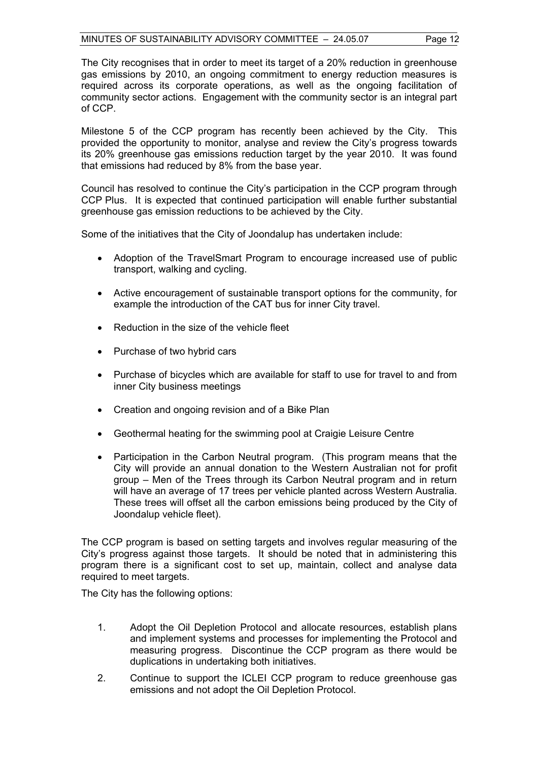The City recognises that in order to meet its target of a 20% reduction in greenhouse gas emissions by 2010, an ongoing commitment to energy reduction measures is required across its corporate operations, as well as the ongoing facilitation of community sector actions. Engagement with the community sector is an integral part of CCP.

Milestone 5 of the CCP program has recently been achieved by the City. This provided the opportunity to monitor, analyse and review the City's progress towards its 20% greenhouse gas emissions reduction target by the year 2010. It was found that emissions had reduced by 8% from the base year.

Council has resolved to continue the City's participation in the CCP program through CCP Plus. It is expected that continued participation will enable further substantial greenhouse gas emission reductions to be achieved by the City.

Some of the initiatives that the City of Joondalup has undertaken include:

- Adoption of the TravelSmart Program to encourage increased use of public transport, walking and cycling.
- Active encouragement of sustainable transport options for the community, for example the introduction of the CAT bus for inner City travel.
- Reduction in the size of the vehicle fleet
- Purchase of two hybrid cars
- Purchase of bicycles which are available for staff to use for travel to and from inner City business meetings
- Creation and ongoing revision and of a Bike Plan
- Geothermal heating for the swimming pool at Craigie Leisure Centre
- Participation in the Carbon Neutral program. (This program means that the City will provide an annual donation to the Western Australian not for profit group – Men of the Trees through its Carbon Neutral program and in return will have an average of 17 trees per vehicle planted across Western Australia. These trees will offset all the carbon emissions being produced by the City of Joondalup vehicle fleet).

The CCP program is based on setting targets and involves regular measuring of the City's progress against those targets. It should be noted that in administering this program there is a significant cost to set up, maintain, collect and analyse data required to meet targets.

The City has the following options:

1. Adopt the Oil Depletion Protocol and allocate resources, establish plans and implement systems and processes for implementing the Protocol and measuring progress. Discontinue the CCP program as there would be duplications in undertaking both initiatives.
2. Continue to support the ICLEI CCP program to reduce greenhouse gas emissions and not adopt the Oil Depletion Protocol.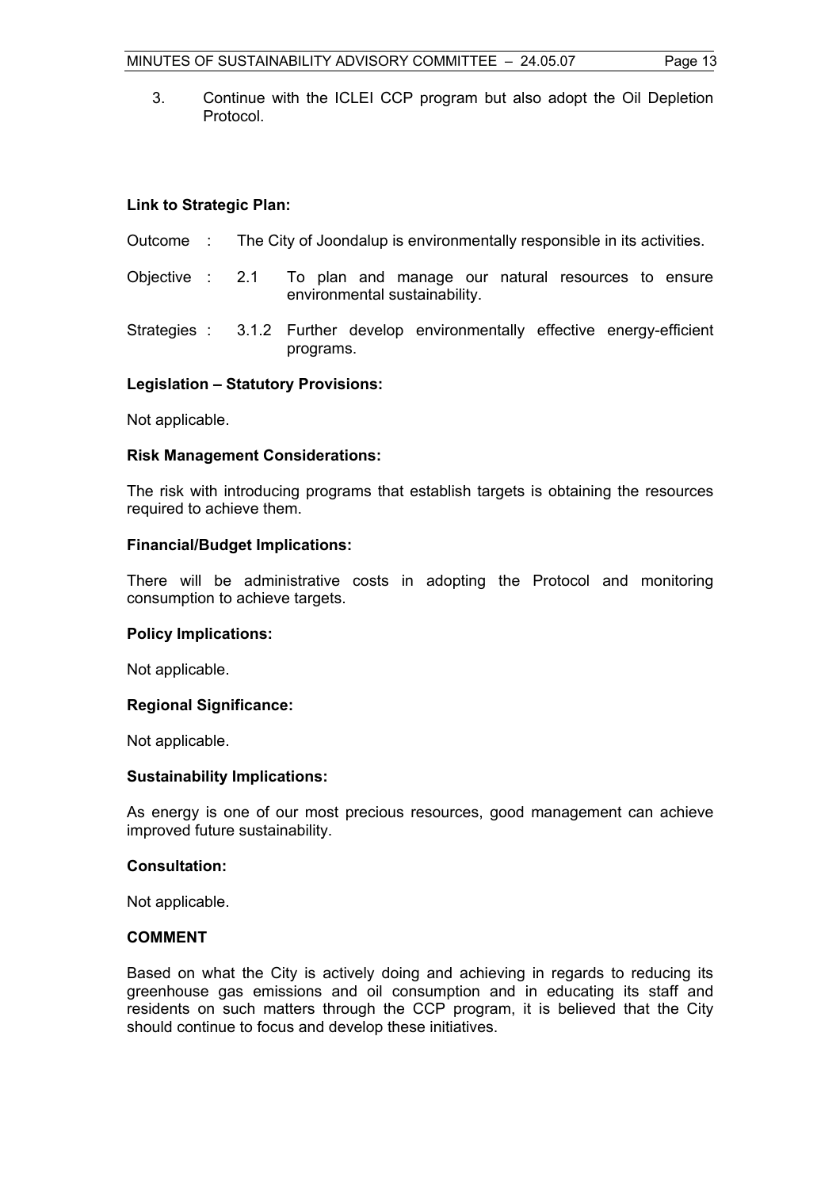3. Continue with the ICLEI CCP program but also adopt the Oil Depletion Protocol.

**Link to Strategic Plan:**

Outcome : The City of Joondalup is environmentally responsible in its activities.

Objective : 2.1 To plan and manage our natural resources to ensure environmental sustainability.

Strategies : 3.1.2 Further develop environmentally effective energy-efficient programs.

**Legislation – Statutory Provisions:**

Not applicable.

**Risk Management Considerations:**

The risk with introducing programs that establish targets is obtaining the resources required to achieve them.

**Financial/Budget Implications:**

There will be administrative costs in adopting the Protocol and monitoring consumption to achieve targets.

**Policy Implications:**

Not applicable.

**Regional Significance:**

Not applicable.

**Sustainability Implications:**

As energy is one of our most precious resources, good management can achieve improved future sustainability.

**Consultation:**

Not applicable.

**COMMENT**

Based on what the City is actively doing and achieving in regards to reducing its greenhouse gas emissions and oil consumption and in educating its staff and residents on such matters through the CCP program, it is believed that the City should continue to focus and develop these initiatives.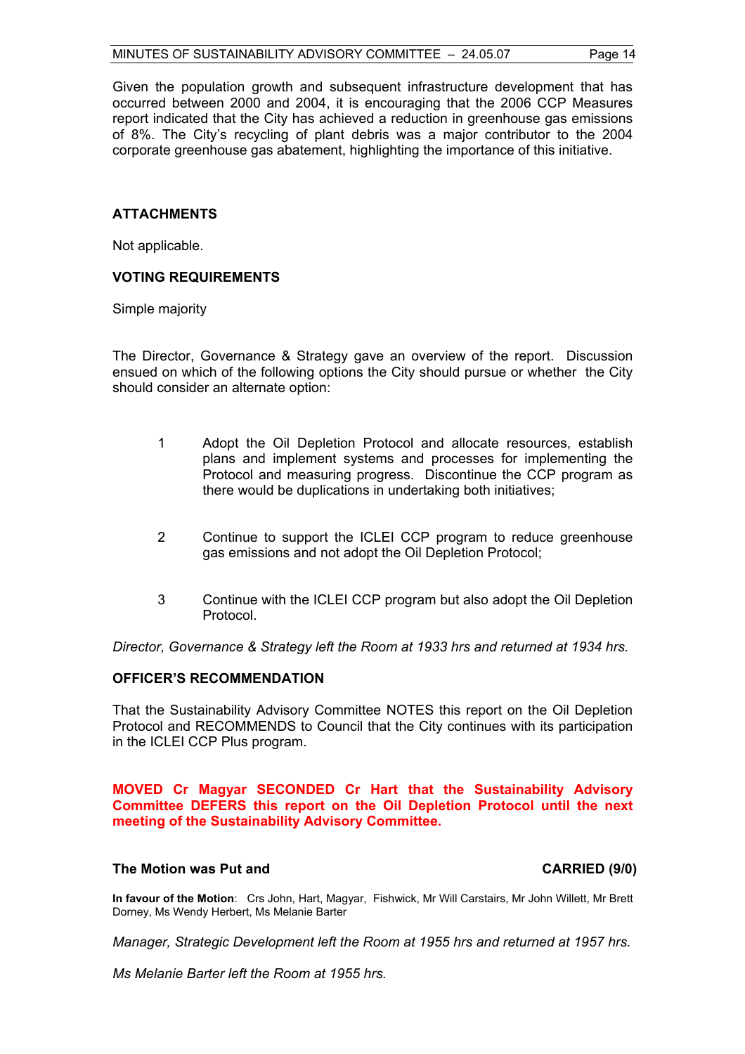Given the population growth and subsequent infrastructure development that has occurred between 2000 and 2004, it is encouraging that the 2006 CCP Measures report indicated that the City has achieved a reduction in greenhouse gas emissions of 8%. The City's recycling of plant debris was a major contributor to the 2004 corporate greenhouse gas abatement, highlighting the importance of this initiative.

**ATTACHMENTS**

Not applicable.

**VOTING REQUIREMENTS**

Simple majority

The Director, Governance & Strategy gave an overview of the report. Discussion ensued on which of the following options the City should pursue or whether the City should consider an alternate option:

1. Adopt the Oil Depletion Protocol and allocate resources, establish plans and implement systems and processes for implementing the Protocol and measuring progress. Discontinue the CCP program as there would be duplications in undertaking both initiatives;

2. Continue to support the ICLEI CCP program to reduce greenhouse gas emissions and not adopt the Oil Depletion Protocol;

3. Continue with the ICLEI CCP program but also adopt the Oil Depletion Protocol.

*Director, Governance & Strategy left the Room at 1933 hrs and returned at 1934 hrs.*

**OFFICER'S RECOMMENDATION**

That the Sustainability Advisory Committee NOTES this report on the Oil Depletion Protocol and RECOMMENDS to Council that the City continues with its participation in the ICLEI CCP Plus program.

**MOVED Cr Magyar SECONDED Cr Hart that the Sustainability Advisory Committee DEFERS this report on the Oil Depletion Protocol until the next meeting of the Sustainability Advisory Committee.**

**The Motion was Put and CARRIED (9/0)**

**In favour of the Motion**: Crs John, Hart, Magyar, Fishwick, Mr Will Carstairs, Mr John Willett, Mr Brett Dorney, Ms Wendy Herbert, Ms Melanie Barter

*Manager, Strategic Development left the Room at 1955 hrs and returned at 1957 hrs.*

*Ms Melanie Barter left the Room at 1955 hrs.*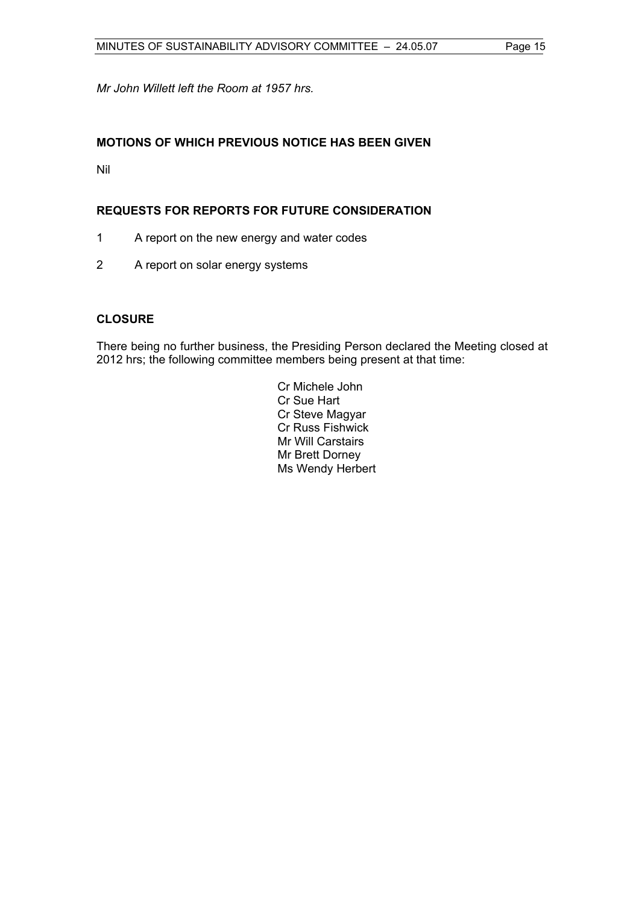*Mr John Willett left the Room at 1957 hrs.*

## MOTIONS OF WHICH PREVIOUS NOTICE HAS BEEN GIVEN

Nil

## REQUESTS FOR REPORTS FOR FUTURE CONSIDERATION

1. A report on the new energy and water codes
2. A report on solar energy systems

## CLOSURE

There being no further business, the Presiding Person declared the Meeting closed at 2012 hrs; the following committee members being present at that time:

Cr Michele John
Cr Sue Hart
Cr Steve Magyar
Cr Russ Fishwick
Mr Will Carstairs
Mr Brett Dorney
Ms Wendy Herbert